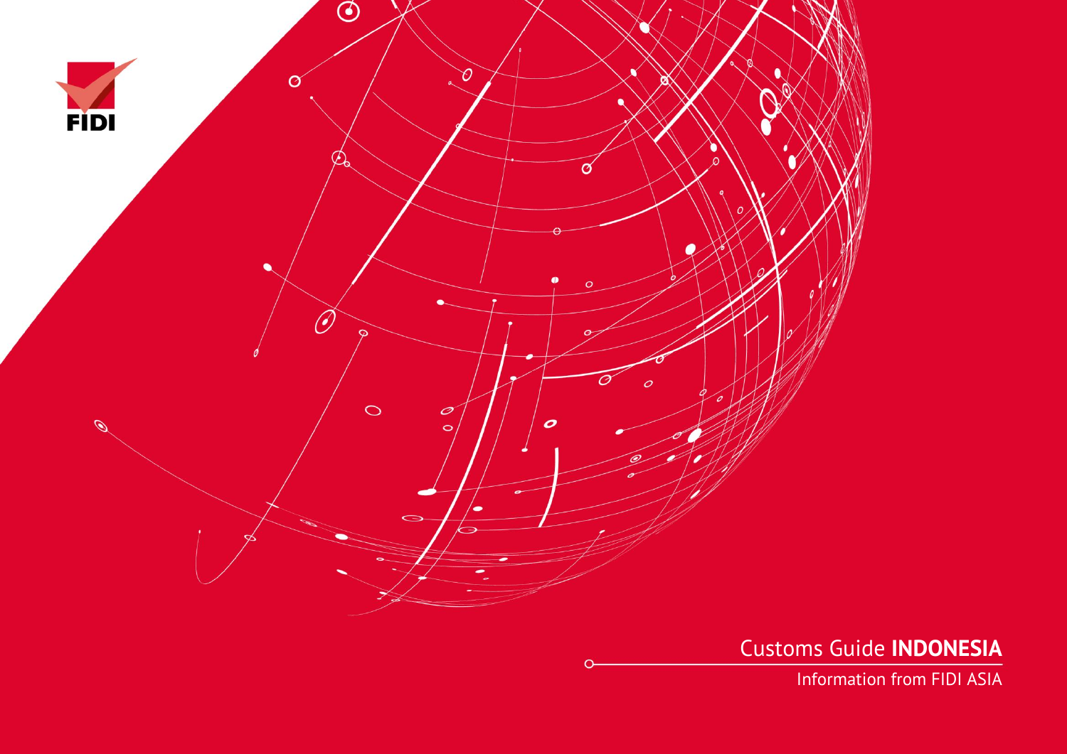FIDI

# Customs Guide **INDONESIA**

Information from FIDI ASIA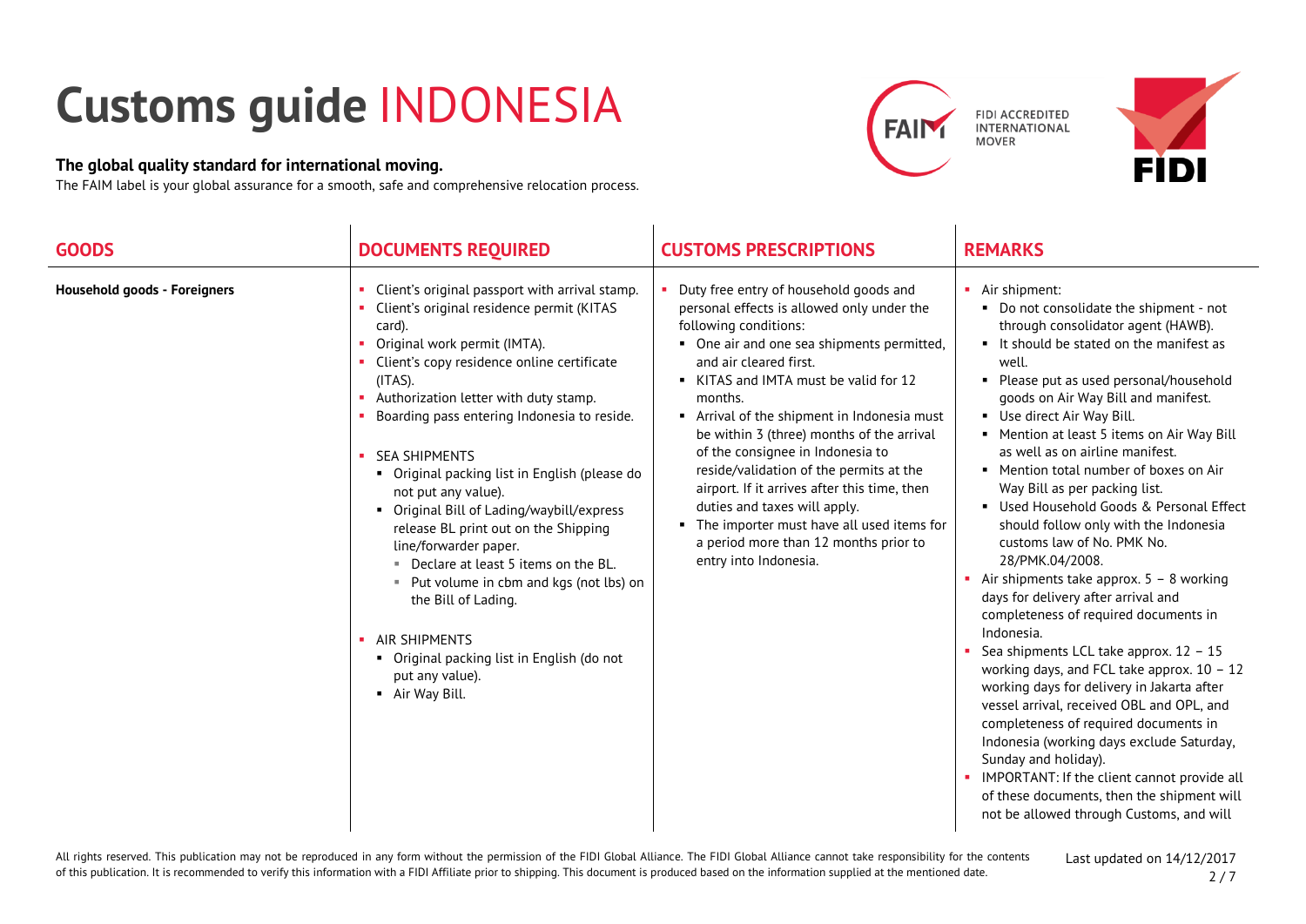# Customs guide INDONESIA

**The global quality standard for international moving.**
The FAIM label is your global assurance for a smooth, safe and comprehensive relocation process.

FIDI ACCREDITED INTERNATIONAL MOVER

| GOODS | DOCUMENTS REQUIRED | CUSTOMS PRESCRIPTIONS | REMARKS |
|---|---|---|---|
| **Household goods - Foreigners** | ▪ Client's original passport with arrival stamp.<br>▪ Client's original residence permit (KITAS card).<br>▪ Original work permit (IMTA).<br>▪ Client's copy residence online certificate (ITAS).<br>▪ Authorization letter with duty stamp.<br>▪ Boarding pass entering Indonesia to reside.<br><br>▪ SEA SHIPMENTS<br>&nbsp;&nbsp;▪ Original packing list in English (please do not put any value).<br>&nbsp;&nbsp;▪ Original Bill of Lading/waybill/express release BL print out on the Shipping line/forwarder paper.<br>&nbsp;&nbsp;&nbsp;&nbsp;▪ Declare at least 5 items on the BL.<br>&nbsp;&nbsp;&nbsp;&nbsp;▪ Put volume in cbm and kgs (not lbs) on the Bill of Lading.<br><br>▪ AIR SHIPMENTS<br>&nbsp;&nbsp;▪ Original packing list in English (do not put any value).<br>&nbsp;&nbsp;▪ Air Way Bill. | ▪ Duty free entry of household goods and personal effects is allowed only under the following conditions:<br>&nbsp;&nbsp;▪ One air and one sea shipments permitted, and air cleared first.<br>&nbsp;&nbsp;▪ KITAS and IMTA must be valid for 12 months.<br>&nbsp;&nbsp;▪ Arrival of the shipment in Indonesia must be within 3 (three) months of the arrival of the consignee in Indonesia to reside/validation of the permits at the airport. If it arrives after this time, then duties and taxes will apply.<br>&nbsp;&nbsp;▪ The importer must have all used items for a period more than 12 months prior to entry into Indonesia. | ▪ Air shipment:<br>&nbsp;&nbsp;▪ Do not consolidate the shipment - not through consolidator agent (HAWB).<br>&nbsp;&nbsp;▪ It should be stated on the manifest as well.<br>&nbsp;&nbsp;▪ Please put as used personal/household goods on Air Way Bill and manifest.<br>&nbsp;&nbsp;▪ Use direct Air Way Bill.<br>&nbsp;&nbsp;▪ Mention at least 5 items on Air Way Bill as well as on airline manifest.<br>&nbsp;&nbsp;▪ Mention total number of boxes on Air Way Bill as per packing list.<br>&nbsp;&nbsp;▪ Used Household Goods & Personal Effect should follow only with the Indonesia customs law of No. PMK No. 28/PMK.04/2008.<br>▪ Air shipments take approx. 5 – 8 working days for delivery after arrival and completeness of required documents in Indonesia.<br>▪ Sea shipments LCL take approx. 12 – 15 working days, and FCL take approx. 10 – 12 working days for delivery in Jakarta after vessel arrival, received OBL and OPL, and completeness of required documents in Indonesia (working days exclude Saturday, Sunday and holiday).<br>▪ IMPORTANT: If the client cannot provide all of these documents, then the shipment will not be allowed through Customs, and will |

All rights reserved. This publication may not be reproduced in any form without the permission of the FIDI Global Alliance. The FIDI Global Alliance cannot take responsibility for the contents of this publication. It is recommended to verify this information with a FIDI Affiliate prior to shipping. This document is produced based on the information supplied at the mentioned date.

Last updated on 14/12/2017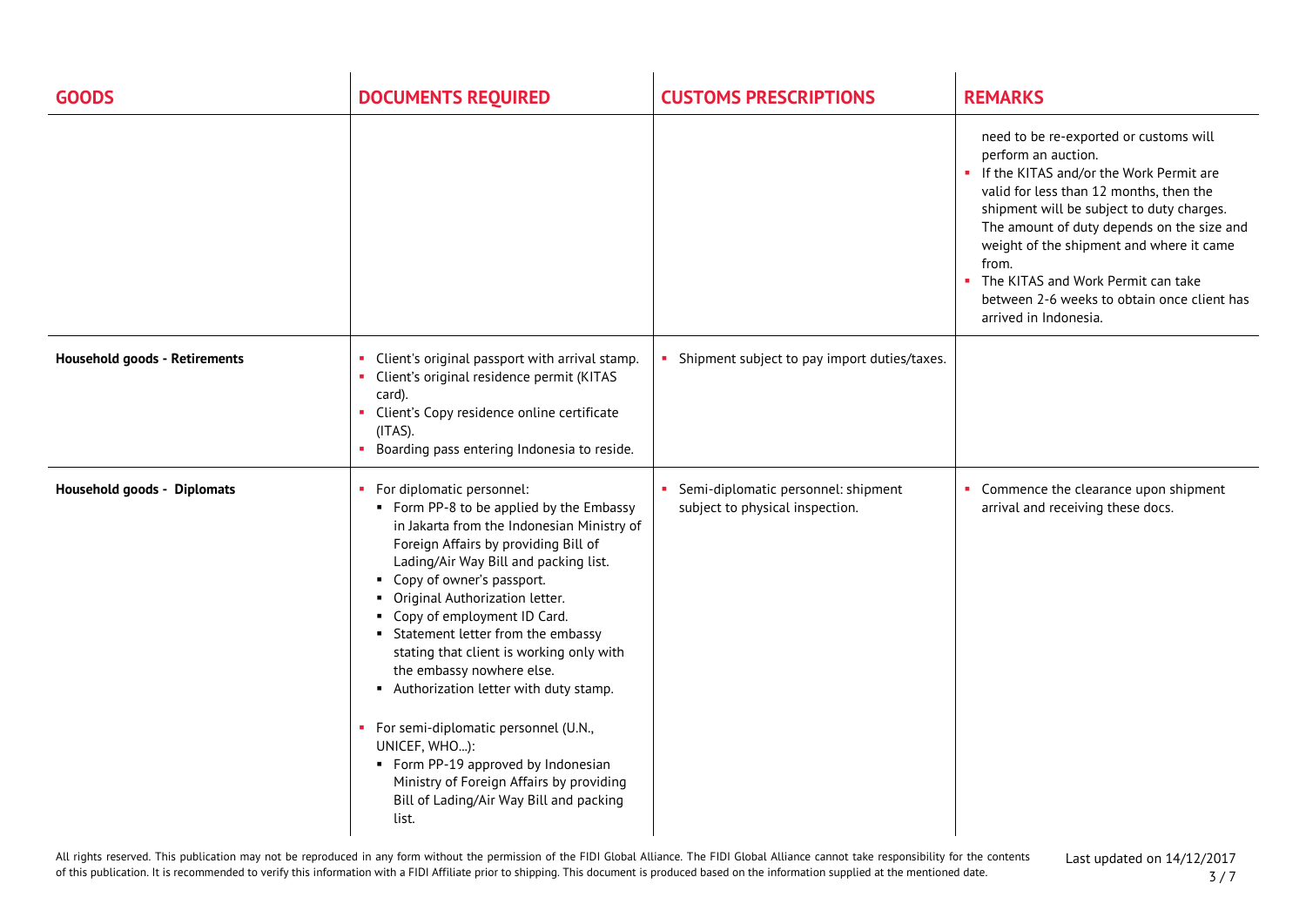| GOODS | DOCUMENTS REQUIRED | CUSTOMS PRESCRIPTIONS | REMARKS |
|---|---|---|---|
| | | | need to be re-exported or customs will perform an auction.<br>▪ If the KITAS and/or the Work Permit are valid for less than 12 months, then the shipment will be subject to duty charges. The amount of duty depends on the size and weight of the shipment and where it came from.<br>▪ The KITAS and Work Permit can take between 2-6 weeks to obtain once client has arrived in Indonesia. |
| **Household goods - Retirements** | ▪ Client's original passport with arrival stamp.<br>▪ Client's original residence permit (KITAS card).<br>▪ Client's Copy residence online certificate (ITAS).<br>▪ Boarding pass entering Indonesia to reside. | ▪ Shipment subject to pay import duties/taxes. | |
| **Household goods - Diplomats** | ▪ For diplomatic personnel:<br>&nbsp;&nbsp;▪ Form PP-8 to be applied by the Embassy in Jakarta from the Indonesian Ministry of Foreign Affairs by providing Bill of Lading/Air Way Bill and packing list.<br>&nbsp;&nbsp;▪ Copy of owner's passport.<br>&nbsp;&nbsp;▪ Original Authorization letter.<br>&nbsp;&nbsp;▪ Copy of employment ID Card.<br>&nbsp;&nbsp;▪ Statement letter from the embassy stating that client is working only with the embassy nowhere else.<br>&nbsp;&nbsp;▪ Authorization letter with duty stamp.<br>▪ For semi-diplomatic personnel (U.N., UNICEF, WHO...):<br>&nbsp;&nbsp;▪ Form PP-19 approved by Indonesian Ministry of Foreign Affairs by providing Bill of Lading/Air Way Bill and packing list. | ▪ Semi-diplomatic personnel: shipment subject to physical inspection. | ▪ Commence the clearance upon shipment arrival and receiving these docs. |

All rights reserved. This publication may not be reproduced in any form without the permission of the FIDI Global Alliance. The FIDI Global Alliance cannot take responsibility for the contents of this publication. It is recommended to verify this information with a FIDI Affiliate prior to shipping. This document is produced based on the information supplied at the mentioned date.

Last updated on 14/12/2017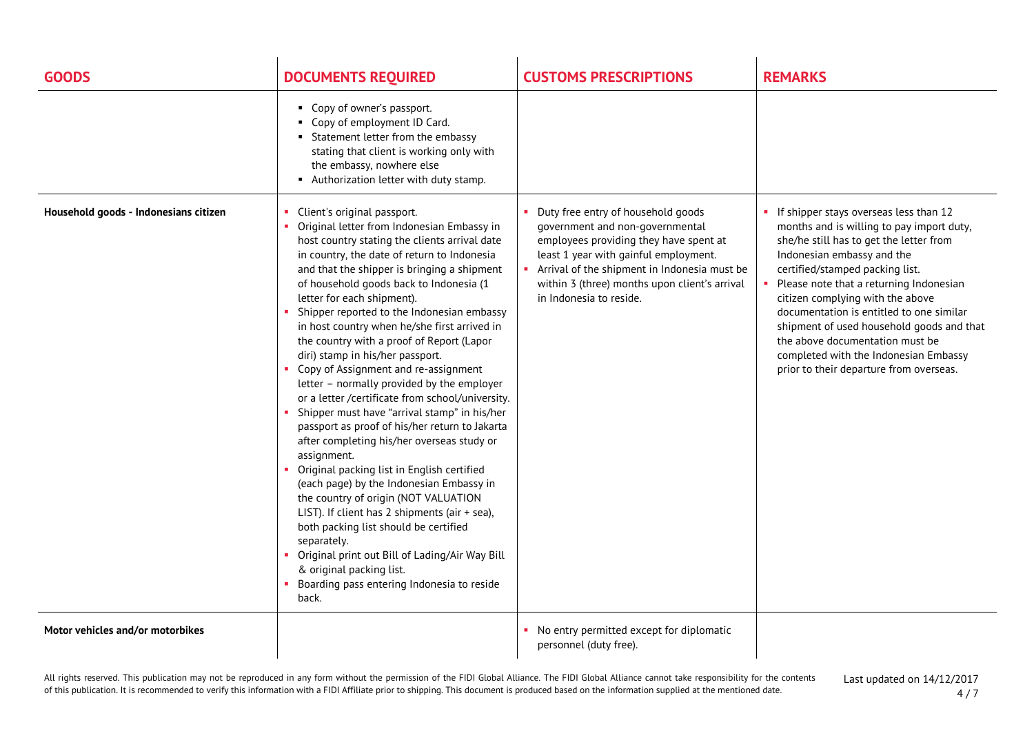| GOODS | DOCUMENTS REQUIRED | CUSTOMS PRESCRIPTIONS | REMARKS |
| --- | --- | --- | --- |
| | ▪ Copy of owner's passport.<br>▪ Copy of employment ID Card.<br>▪ Statement letter from the embassy stating that client is working only with the embassy, nowhere else<br>▪ Authorization letter with duty stamp. | | |
| **Household goods - Indonesians citizen** | ▪ Client's original passport.<br>▪ Original letter from Indonesian Embassy in host country stating the clients arrival date in country, the date of return to Indonesia and that the shipper is bringing a shipment of household goods back to Indonesia (1 letter for each shipment).<br>▪ Shipper reported to the Indonesian embassy in host country when he/she first arrived in the country with a proof of Report (Lapor diri) stamp in his/her passport.<br>▪ Copy of Assignment and re-assignment letter – normally provided by the employer or a letter /certificate from school/university.<br>▪ Shipper must have "arrival stamp" in his/her passport as proof of his/her return to Jakarta after completing his/her overseas study or assignment.<br>▪ Original packing list in English certified (each page) by the Indonesian Embassy in the country of origin (NOT VALUATION LIST). If client has 2 shipments (air + sea), both packing list should be certified separately.<br>▪ Original print out Bill of Lading/Air Way Bill & original packing list.<br>▪ Boarding pass entering Indonesia to reside back. | ▪ Duty free entry of household goods government and non-governmental employees providing they have spent at least 1 year with gainful employment.<br>▪ Arrival of the shipment in Indonesia must be within 3 (three) months upon client's arrival in Indonesia to reside. | ▪ If shipper stays overseas less than 12 months and is willing to pay import duty, she/he still has to get the letter from Indonesian embassy and the certified/stamped packing list.<br>▪ Please note that a returning Indonesian citizen complying with the above documentation is entitled to one similar shipment of used household goods and that the above documentation must be completed with the Indonesian Embassy prior to their departure from overseas. |
| **Motor vehicles and/or motorbikes** | | ▪ No entry permitted except for diplomatic personnel (duty free). | |

All rights reserved. This publication may not be reproduced in any form without the permission of the FIDI Global Alliance. The FIDI Global Alliance cannot take responsibility for the contents of this publication. It is recommended to verify this information with a FIDI Affiliate prior to shipping. This document is produced based on the information supplied at the mentioned date.

Last updated on 14/12/2017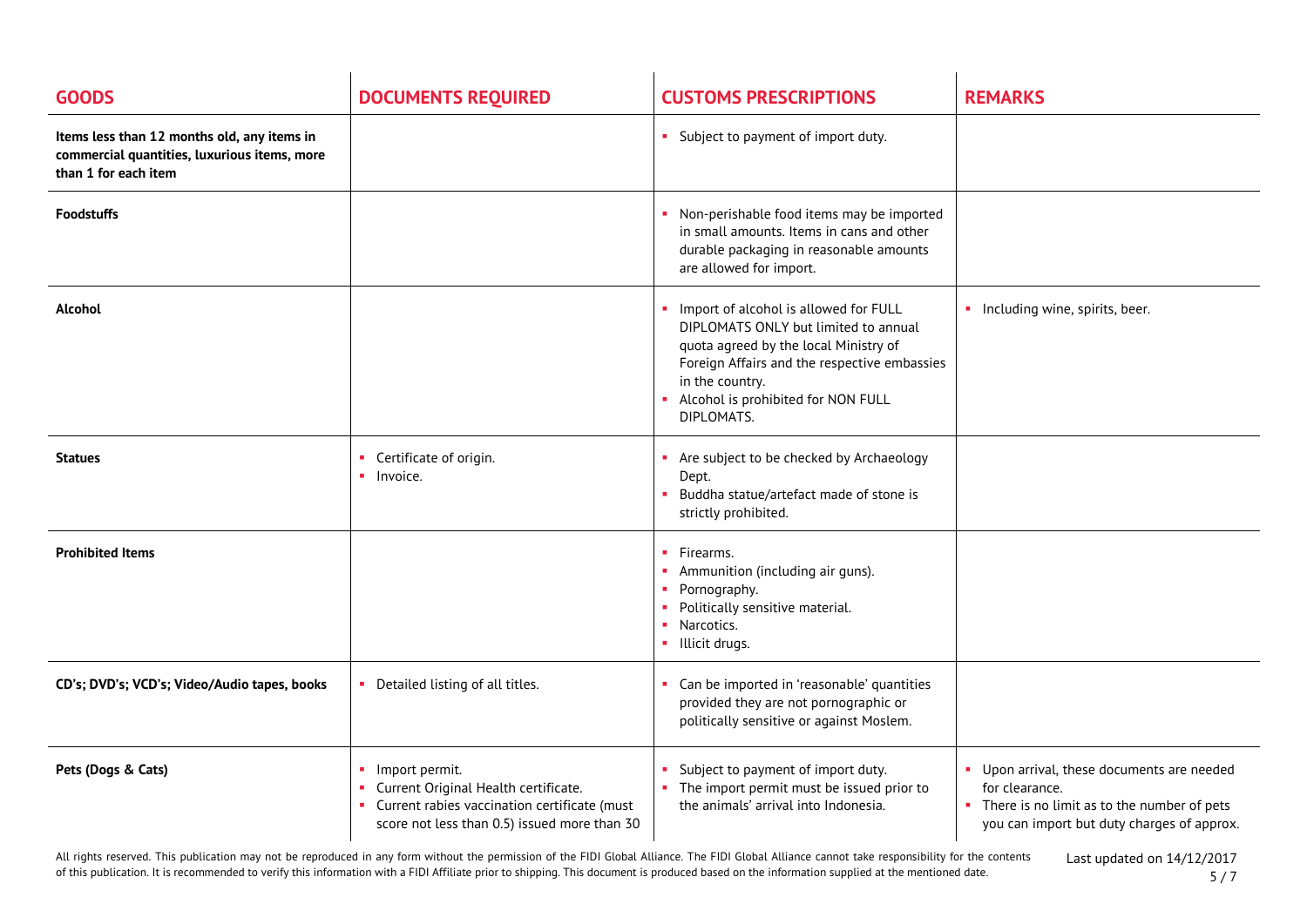| GOODS | DOCUMENTS REQUIRED | CUSTOMS PRESCRIPTIONS | REMARKS |
|---|---|---|---|
| **Items less than 12 months old, any items in commercial quantities, luxurious items, more than 1 for each item** | | ▪ Subject to payment of import duty. | |
| **Foodstuffs** | | ▪ Non-perishable food items may be imported in small amounts. Items in cans and other durable packaging in reasonable amounts are allowed for import. | |
| **Alcohol** | | ▪ Import of alcohol is allowed for FULL DIPLOMATS ONLY but limited to annual quota agreed by the local Ministry of Foreign Affairs and the respective embassies in the country.<br>▪ Alcohol is prohibited for NON FULL DIPLOMATS. | ▪ Including wine, spirits, beer. |
| **Statues** | ▪ Certificate of origin.<br>▪ Invoice. | ▪ Are subject to be checked by Archaeology Dept.<br>▪ Buddha statue/artefact made of stone is strictly prohibited. | |
| **Prohibited Items** | | ▪ Firearms.<br>▪ Ammunition (including air guns).<br>▪ Pornography.<br>▪ Politically sensitive material.<br>▪ Narcotics.<br>▪ Illicit drugs. | |
| **CD's; DVD's; VCD's; Video/Audio tapes, books** | ▪ Detailed listing of all titles. | ▪ Can be imported in 'reasonable' quantities provided they are not pornographic or politically sensitive or against Moslem. | |
| **Pets (Dogs & Cats)** | ▪ Import permit.<br>▪ Current Original Health certificate.<br>▪ Current rabies vaccination certificate (must score not less than 0.5) issued more than 30 | ▪ Subject to payment of import duty.<br>▪ The import permit must be issued prior to the animals' arrival into Indonesia. | ▪ Upon arrival, these documents are needed for clearance.<br>▪ There is no limit as to the number of pets you can import but duty charges of approx. |

All rights reserved. This publication may not be reproduced in any form without the permission of the FIDI Global Alliance. The FIDI Global Alliance cannot take responsibility for the contents of this publication. It is recommended to verify this information with a FIDI Affiliate prior to shipping. This document is produced based on the information supplied at the mentioned date.

Last updated on 14/12/2017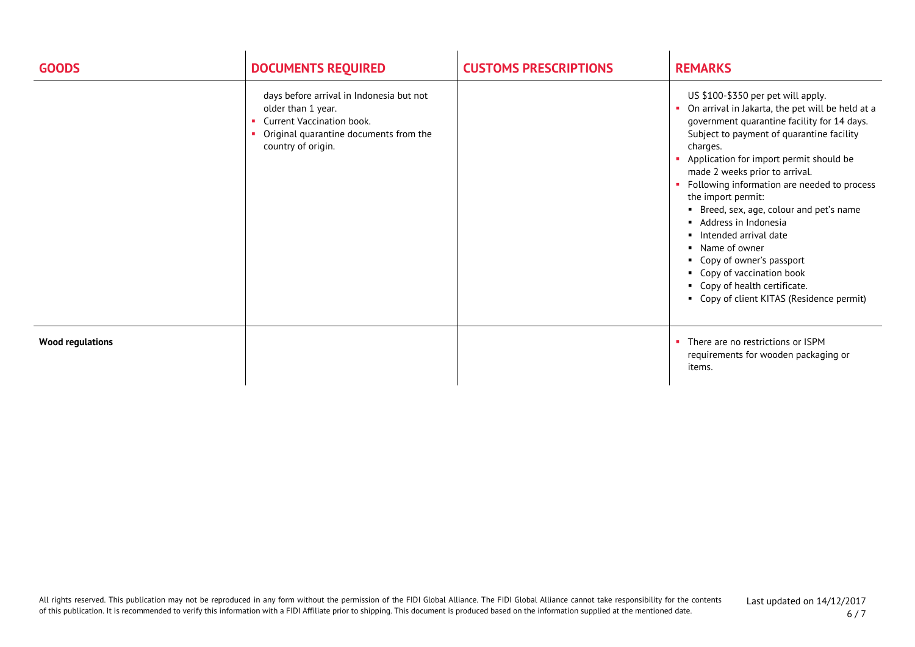| GOODS | DOCUMENTS REQUIRED | CUSTOMS PRESCRIPTIONS | REMARKS |
| --- | --- | --- | --- |
| | days before arrival in Indonesia but not older than 1 year.<br>▪ Current Vaccination book.<br>▪ Original quarantine documents from the country of origin. | | US $100-$350 per pet will apply.<br>▪ On arrival in Jakarta, the pet will be held at a government quarantine facility for 14 days. Subject to payment of quarantine facility charges.<br>▪ Application for import permit should be made 2 weeks prior to arrival.<br>▪ Following information are needed to process the import permit:<br>&nbsp;&nbsp;▪ Breed, sex, age, colour and pet's name<br>&nbsp;&nbsp;▪ Address in Indonesia<br>&nbsp;&nbsp;▪ Intended arrival date<br>&nbsp;&nbsp;▪ Name of owner<br>&nbsp;&nbsp;▪ Copy of owner's passport<br>&nbsp;&nbsp;▪ Copy of vaccination book<br>&nbsp;&nbsp;▪ Copy of health certificate.<br>&nbsp;&nbsp;▪ Copy of client KITAS (Residence permit) |
| **Wood regulations** | | | ▪ There are no restrictions or ISPM requirements for wooden packaging or items. |

All rights reserved. This publication may not be reproduced in any form without the permission of the FIDI Global Alliance. The FIDI Global Alliance cannot take responsibility for the contents of this publication. It is recommended to verify this information with a FIDI Affiliate prior to shipping. This document is produced based on the information supplied at the mentioned date.

Last updated on 14/12/2017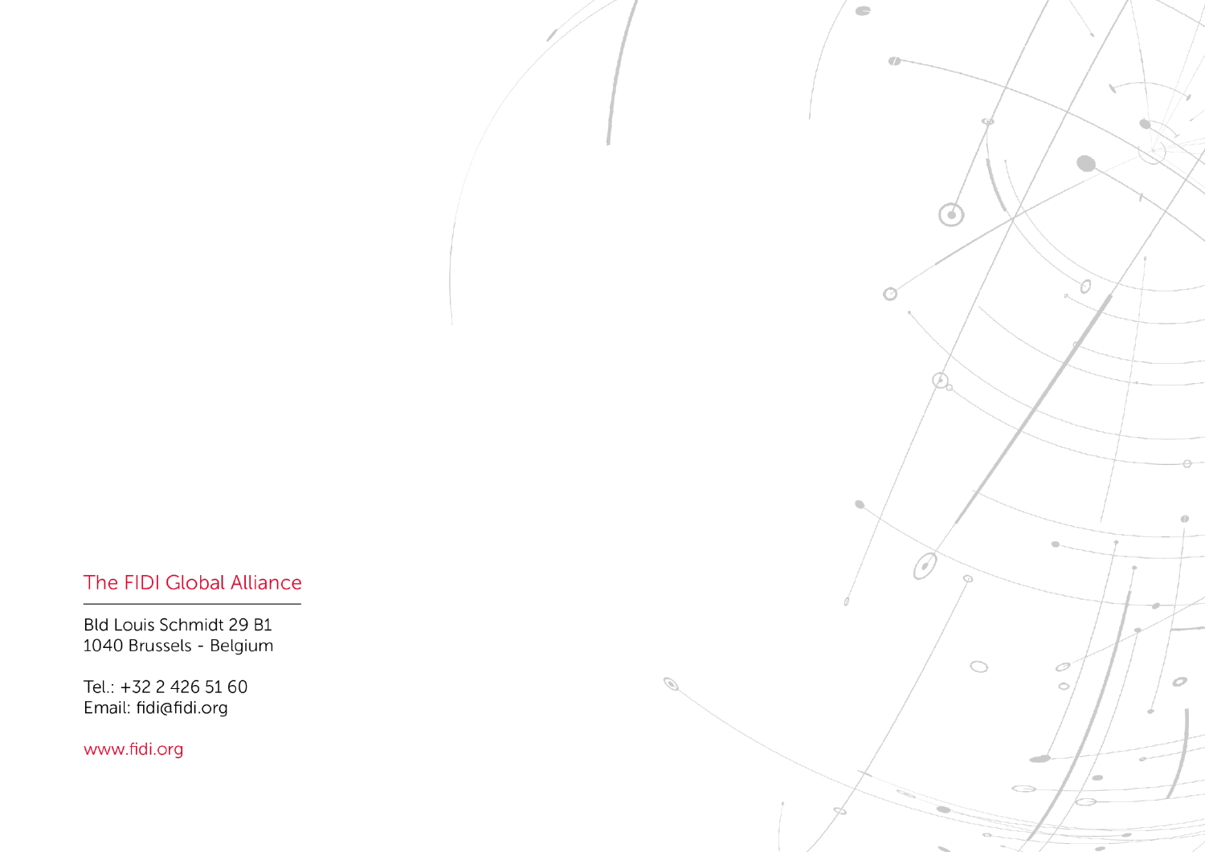The FIDI Global Alliance

Bld Louis Schmidt 29 B1
1040 Brussels - Belgium

Tel.: +32 2 426 51 60
Email: fidi@fidi.org

www.fidi.org